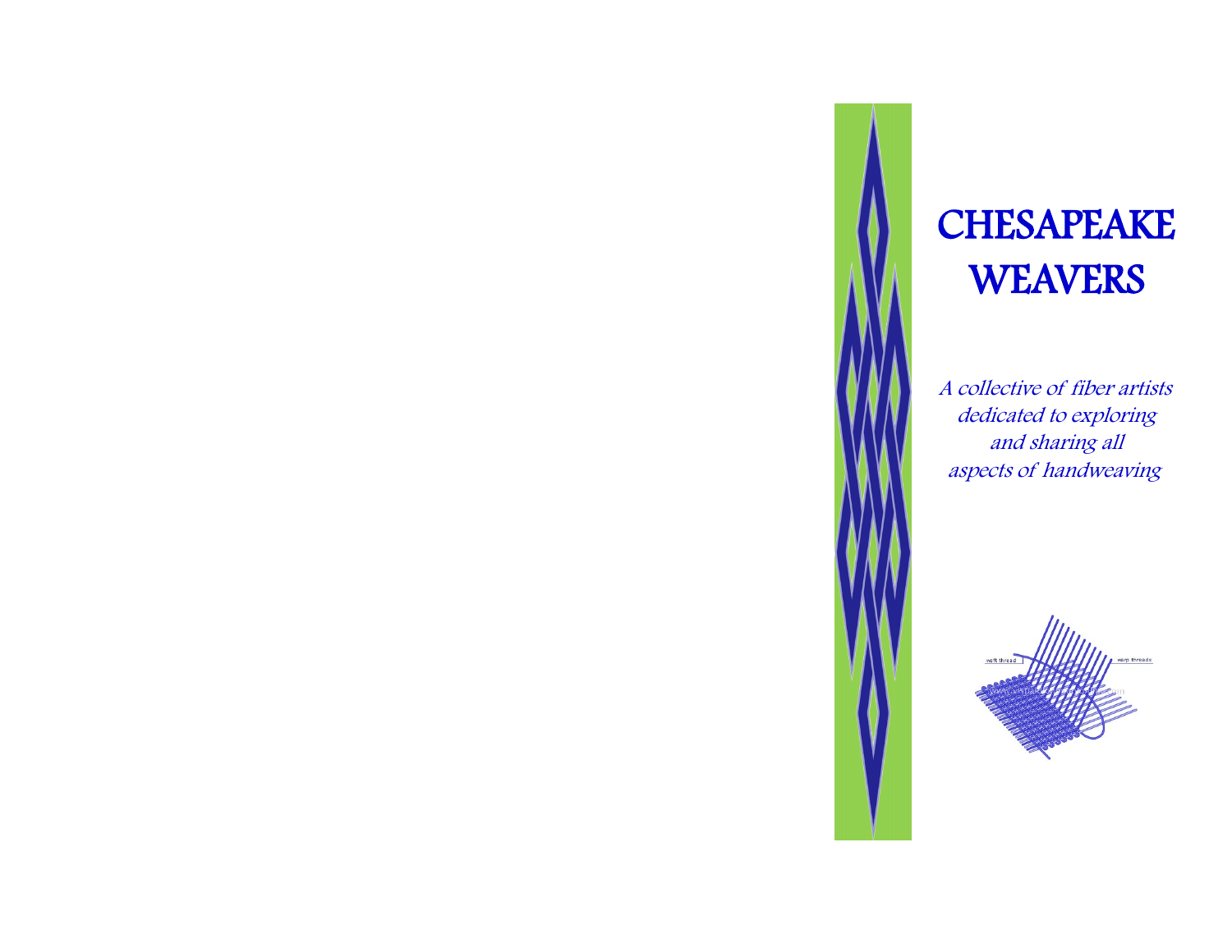# CHESAPEAKE WEAVERS

*A collective of fiber artists dedicated to exploring and sharing all aspects of handweaving*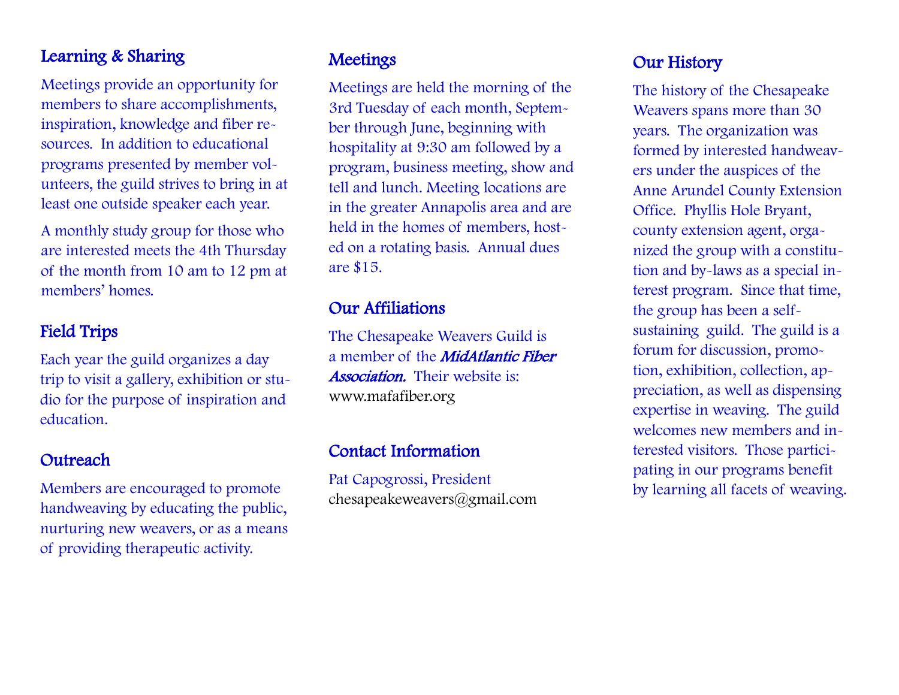## Learning & Sharing

Meetings provide an opportunity for members to share accomplishments, inspiration, knowledge and fiber resources. In addition to educational programs presented by member volunteers, the guild strives to bring in at least one outside speaker each year.

A monthly study group for those who are interested meets the 4th Thursday of the month from 10 am to 12 pm at members' homes.

## Field Trips

Each year the guild organizes a day trip to visit a gallery, exhibition or studio for the purpose of inspiration and education.

## Outreach

Members are encouraged to promote handweaving by educating the public, nurturing new weavers, or as a means of providing therapeutic activity.

## Meetings

Meetings are held the morning of the 3rd Tuesday of each month, September through June, beginning with hospitality at 9:30 am followed by a program, business meeting, show and tell and lunch. Meeting locations are in the greater Annapolis area and are held in the homes of members, hosted on a rotating basis. Annual dues are $15.

## Our Affiliations

The Chesapeake Weavers Guild is a member of the ***MidAtlantic Fiber Association.*** Their website is: www.mafafiber.org

## Contact Information

Pat Capogrossi, President
chesapeakeweavers@gmail.com

## Our History

The history of the Chesapeake Weavers spans more than 30 years. The organization was formed by interested handweavers under the auspices of the Anne Arundel County Extension Office. Phyllis Hole Bryant, county extension agent, organized the group with a constitution and by-laws as a special interest program. Since that time, the group has been a self-sustaining guild. The guild is a forum for discussion, promotion, exhibition, collection, appreciation, as well as dispensing expertise in weaving. The guild welcomes new members and interested visitors. Those participating in our programs benefit by learning all facets of weaving.